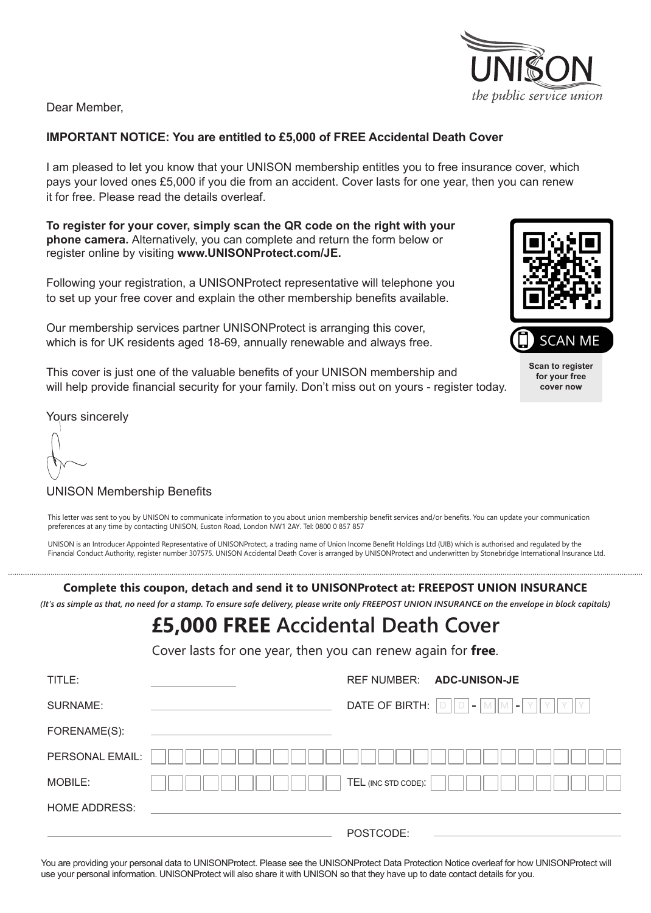UNISON
*the public service union*

Dear Member,

**IMPORTANT NOTICE: You are entitled to £5,000 of FREE Accidental Death Cover**

I am pleased to let you know that your UNISON membership entitles you to free insurance cover, which pays your loved ones £5,000 if you die from an accident. Cover lasts for one year, then you can renew it for free. Please read the details overleaf.

**To register for your cover, simply scan the QR code on the right with your phone camera.** Alternatively, you can complete and return the form below or register online by visiting **www.UNISONProtect.com/JE.**

Following your registration, a UNISONProtect representative will telephone you to set up your free cover and explain the other membership benefits available.

Our membership services partner UNISONProtect is arranging this cover, which is for UK residents aged 18-69, annually renewable and always free.

This cover is just one of the valuable benefits of your UNISON membership and will help provide financial security for your family. Don't miss out on yours - register today.

SCAN ME

**Scan to register for your free cover now**

Yours sincerely

UNISON Membership Benefits

This letter was sent to you by UNISON to communicate information to you about union membership benefit services and/or benefits. You can update your communication preferences at any time by contacting UNISON, Euston Road, London NW1 2AY. Tel: 0800 0 857 857

UNISON is an Introducer Appointed Representative of UNISONProtect, a trading name of Union Income Benefit Holdings Ltd (UIB) which is authorised and regulated by the Financial Conduct Authority, register number 307575. UNISON Accidental Death Cover is arranged by UNISONProtect and underwritten by Stonebridge International Insurance Ltd.

---

**Complete this coupon, detach and send it to UNISONProtect at: FREEPOST UNION INSURANCE**

***(It's as simple as that, no need for a stamp. To ensure safe delivery, please write only FREEPOST UNION INSURANCE on the envelope in block capitals)***

# **£5,000 FREE** Accidental Death Cover

Cover lasts for one year, then you can renew again for **free**.

TITLE: ______________  REF NUMBER: **ADC-UNISON-JE**

SURNAME: ______________  DATE OF BIRTH: D D - M M - Y Y Y Y

FORENAME(S): ______________

PERSONAL EMAIL: ______________

MOBILE: ______________  TEL (INC STD CODE): ______________

HOME ADDRESS: ______________

______________  POSTCODE: ______________

You are providing your personal data to UNISONProtect. Please see the UNISONProtect Data Protection Notice overleaf for how UNISONProtect will use your personal information. UNISONProtect will also share it with UNISON so that they have up to date contact details for you.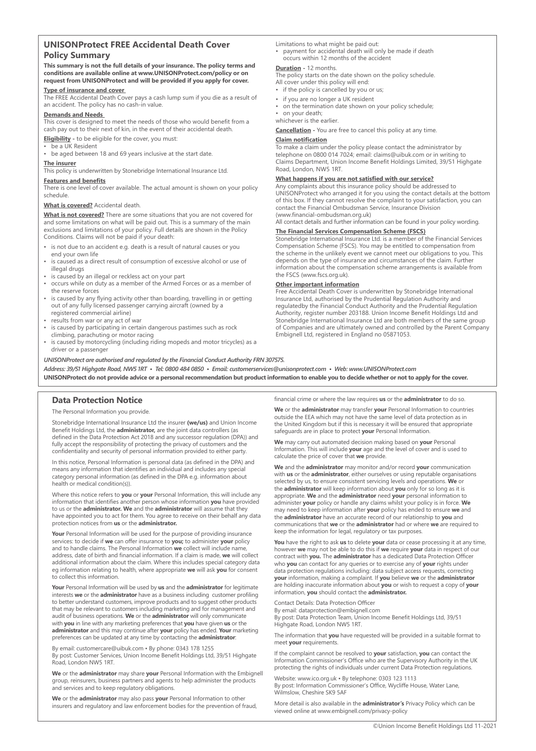## UNISONProtect FREE Accidental Death Cover Policy Summary

**This summary is not the full details of your insurance. The policy terms and conditions are available online at www.UNISONProtect.com/policy or on request from UNISONProtect and will be provided if you apply for cover.**

**Type of insurance and cover**
The FREE Accidental Death Cover pays a cash lump sum if you die as a result of an accident. The policy has no cash-in value.

**Demands and Needs**
This cover is designed to meet the needs of those who would benefit from a cash pay out to their next of kin, in the event of their accidental death.

**Eligibility -** to be eligible for the cover, you must:

- be a UK Resident
- be aged between 18 and 69 years inclusive at the start date.

**The insurer**
This policy is underwritten by Stonebridge International Insurance Ltd.

**Features and benefits**
There is one level of cover available. The actual amount is shown on your policy schedule.

**What is covered?** Accidental death.

**What is not covered?** There are some situations that you are not covered for and some limitations on what will be paid out. This is a summary of the main exclusions and limitations of your policy. Full details are shown in the Policy Conditions. Claims will not be paid if your death:

- is not due to an accident e.g. death is a result of natural causes or you end your own life
- is caused as a direct result of consumption of excessive alcohol or use of illegal drugs
- is caused by an illegal or reckless act on your part
- occurs while on duty as a member of the Armed Forces or as a member of the reserve forces
- is caused by any flying activity other than boarding, travelling in or getting out of any fully licensed passenger carrying aircraft (owned by a registered commercial airline)
- results from war or any act of war
- is caused by participating in certain dangerous pastimes such as rock climbing, parachuting or motor racing
- is caused by motorcycling (including riding mopeds and motor tricycles) as a driver or a passenger

Limitations to what might be paid out:

- payment for accidental death will only be made if death occurs within 12 months of the accident

**Duration -** 12 months.
The policy starts on the date shown on the policy schedule.
All cover under this policy will end:

- if the policy is cancelled by you or us;
- if you are no longer a UK resident
- on the termination date shown on your policy schedule;
- on your death;

whichever is the earlier.

**Cancellation -** You are free to cancel this policy at any time.

**Claim notification**
To make a claim under the policy please contact the administrator by telephone on 0800 014 7024; email: claims@uibuk.com or in writing to Claims Department, Union Income Benefit Holdings Limited, 39/51 Highgate Road, London, NW5 1RT.

**What happens if you are not satisfied with our service?**
Any complaints about this insurance policy should be addressed to UNISONProtect who arranged it for you using the contact details at the bottom of this box. If they cannot resolve the complaint to your satisfaction, you can contact the Financial Ombudsman Service, Insurance Division (www.financial-ombudsman.org.uk)
All contact details and further information can be found in your policy wording.

**The Financial Services Compensation Scheme (FSCS)**
Stonebridge International Insurance Ltd. is a member of the Financial Services Compensation Scheme (FSCS). You may be entitled to compensation from the scheme in the unlikely event we cannot meet our obligations to you. This depends on the type of insurance and circumstances of the claim. Further information about the compensation scheme arrangements is available from the FSCS (www.fscs.org.uk).

**Other important information**
Free Accidental Death Cover is underwritten by Stonebridge International Insurance Ltd, authorised by the Prudential Regulation Authority and regulatedby the Financial Conduct Authority and the Prudential Regulation Authority, register number 203188. Union Income Benefit Holdings Ltd and Stonebridge International Insurance Ltd are both members of the same group of Companies and are ultimately owned and controlled by the Parent Company Embignell Ltd, registered in England no 05871053.

*UNISONProtect are authorised and regulated by the Financial Conduct Authority FRN 307575.*

*Address: 39/51 Highgate Road, NW5 1RT • Tel: 0800 484 0850 • Email: customerservices@unisonprotect.com • Web: www.UNISONProtect.com*

***UNISONProtect do not provide advice or a personal recommendation but product information to enable you to decide whether or not to apply for the cover.***

## Data Protection Notice

The Personal Information you provide.

Stonebridge International Insurance Ltd the insurer **(we/us)** and Union Income Benefit Holdings Ltd, the **administrator,** are the joint data controllers (as defined in the Data Protection Act 2018 and any successor regulation (DPA)) and fully accept the responsibility of protecting the privacy of customers and the confidentiality and security of personal information provided to either party.

In this notice, Personal Information is personal data (as defined in the DPA) and means any information that identifies an individual and includes any special category personal information (as defined in the DPA e.g. information about health or medical condition(s)).

Where this notice refers to **you** or **your** Personal Information, this will include any information that identifies another person whose information **you** have provided to us or the **administrator. We** and the **administrator** will assume that they have appointed you to act for them. You agree to receive on their behalf any data protection notices from **us** or the **administrator.**

**Your** Personal Information will be used for the purpose of providing insurance services: to decide if **we** can offer insurance to **you;** to administer **your** policy and to handle claims. The Personal Information **we** collect will include name, address, date of birth and financial information. If a claim is made, **we** will collect additional information about the claim. Where this includes special category data eg information relating to health, where appropriate **we** will ask **you** for consent to collect this information.

**Your** Personal Information will be used by **us** and the **administrator** for legitimate interests **we** or the **administrator** have as a business including customer profiling to better understand customers, improve products and to suggest other products that may be relevant to customers including marketing and for management and audit of business operations. **We** or the **administrator** will only communicate with **you** in line with any marketing preferences that **you** have given **us** or the **administrator** and this may continue after **your** policy has ended. **Your** marketing preferences can be updated at any time by contacting the **administrator**:

By email: customercare@uibuk.com • By phone: 0343 178 1255
By post: Customer Services, Union Income Benefit Holdings Ltd, 39/51 Highgate Road, London NW5 1RT.

**We** or the **administrator** may share **your** Personal Information with the Embignell group, reinsurers, business partners and agents to help administer the products and services and to keep regulatory obligations.

**We** or the **administrator** may also pass **your** Personal Information to other insurers and regulatory and law enforcement bodies for the prevention of fraud, financial crime or where the law requires **us** or the **administrator** to do so.

**We** or the **administrator** may transfer **your** Personal Information to countries outside the EEA which may not have the same level of data protection as in the United Kingdom but if this is necessary it will be ensured that appropriate safeguards are in place to protect **your** Personal Information.

**We** may carry out automated decision making based on **your** Personal Information. This will include **your** age and the level of cover and is used to calculate the price of cover that **we** provide.

**We** and the **administrator** may monitor and/or record **your** communication with **us** or the **administrator**, either ourselves or using reputable organisations selected by us, to ensure consistent servicing levels and operations. **We** or the **administrator** will keep information about **you** only for so long as it is appropriate. **We** and the **administrator** need **your** personal information to administer **your** policy or handle any claims whilst your policy is in force. **We** may need to keep information after **your** policy has ended to ensure **we** and the **administrator** have an accurate record of our relationship to **you** and communications that **we** or the **administrator** had or where **we** are required to keep the information for legal, regulatory or tax purposes.

**You** have the right to ask **us** to delete **your** data or cease processing it at any time, however **we** may not be able to do this if **we** require **your** data in respect of our contract with **you.** The **administrator** has a dedicated Data Protection Officer who **you** can contact for any queries or to exercise any of **your** rights under data protection regulations including: data subject access requests, correcting **your** information, making a complaint. If **you** believe **we** or the **administrator** are holding inaccurate information about **you** or wish to request a copy of **your** information, **you** should contact the **administrator.**

Contact Details: Data Protection Officer
By email: dataprotection@embignell.com
By post: Data Protection Team, Union Income Benefit Holdings Ltd, 39/51 Highgate Road, London NW5 1RT.

The information that **you** have requested will be provided in a suitable format to meet **your** requirements.

If the complaint cannot be resolved to **your** satisfaction, **you** can contact the Information Commissioner's Office who are the Supervisory Authority in the UK protecting the rights of individuals under current Data Protection regulations.

Website: www.ico.org.uk • By telephone: 0303 123 1113
By post: Information Commissioner's Office, Wycliffe House, Water Lane, Wilmslow, Cheshire SK9 5AF

More detail is also available in the **administrator's** Privacy Policy which can be viewed online at www.embignell.com/privacy-policy

©Union Income Benefit Holdings Ltd 11-2021